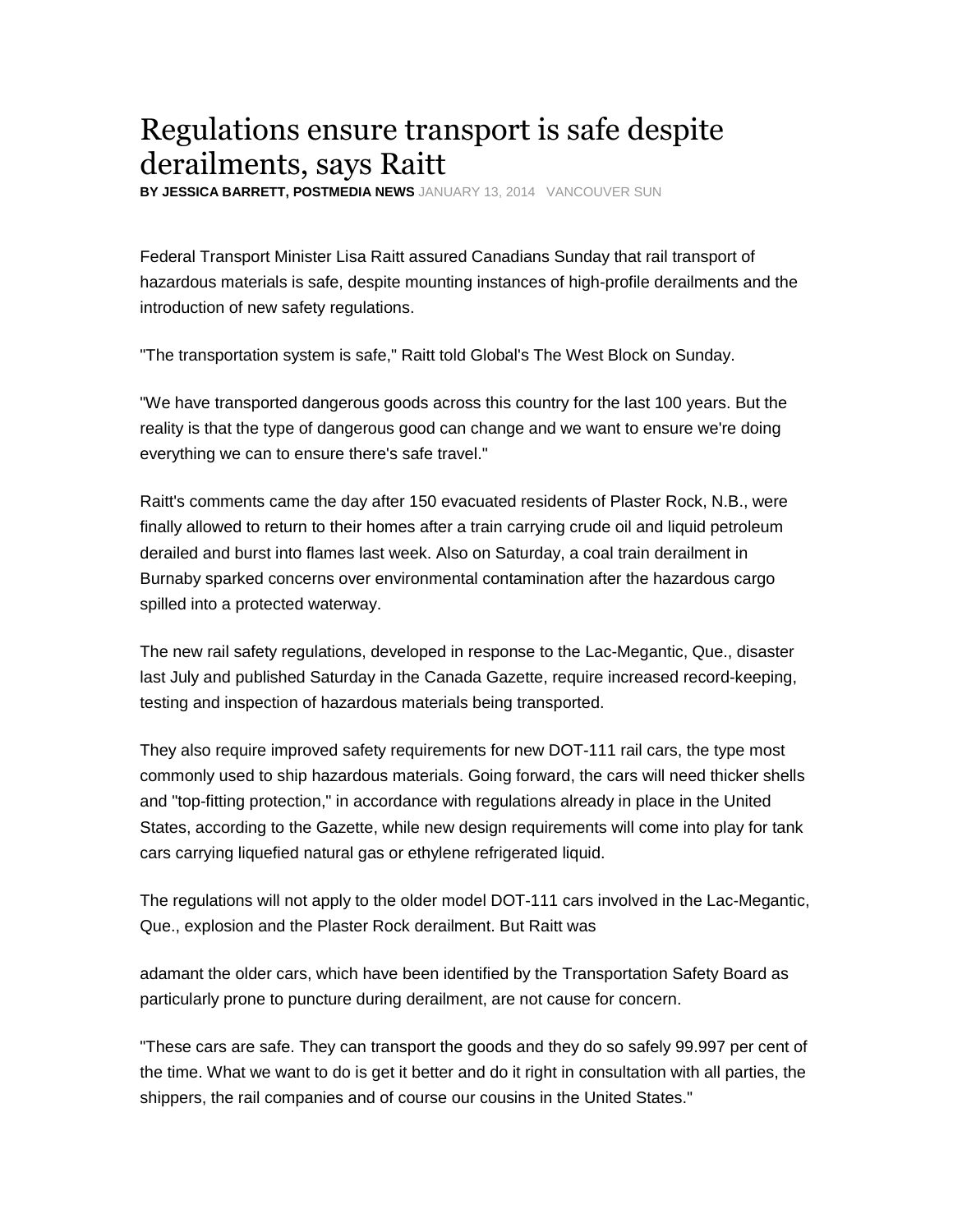# Regulations ensure transport is safe despite derailments, says Raitt

**BY JESSICA BARRETT, POSTMEDIA NEWS** JANUARY 13, 2014 VANCOUVER SUN

Federal Transport Minister Lisa Raitt assured Canadians Sunday that rail transport of hazardous materials is safe, despite mounting instances of high-profile derailments and the introduction of new safety regulations.

"The transportation system is safe," Raitt told Global's The West Block on Sunday.

"We have transported dangerous goods across this country for the last 100 years. But the reality is that the type of dangerous good can change and we want to ensure we're doing everything we can to ensure there's safe travel."

Raitt's comments came the day after 150 evacuated residents of Plaster Rock, N.B., were finally allowed to return to their homes after a train carrying crude oil and liquid petroleum derailed and burst into flames last week. Also on Saturday, a coal train derailment in Burnaby sparked concerns over environmental contamination after the hazardous cargo spilled into a protected waterway.

The new rail safety regulations, developed in response to the Lac-Megantic, Que., disaster last July and published Saturday in the Canada Gazette, require increased record-keeping, testing and inspection of hazardous materials being transported.

They also require improved safety requirements for new DOT-111 rail cars, the type most commonly used to ship hazardous materials. Going forward, the cars will need thicker shells and "top-fitting protection," in accordance with regulations already in place in the United States, according to the Gazette, while new design requirements will come into play for tank cars carrying liquefied natural gas or ethylene refrigerated liquid.

The regulations will not apply to the older model DOT-111 cars involved in the Lac-Megantic, Que., explosion and the Plaster Rock derailment. But Raitt was adamant the older cars, which have been identified by the Transportation Safety Board as particularly prone to puncture during derailment, are not cause for concern.

"These cars are safe. They can transport the goods and they do so safely 99.997 per cent of the time. What we want to do is get it better and do it right in consultation with all parties, the shippers, the rail companies and of course our cousins in the United States."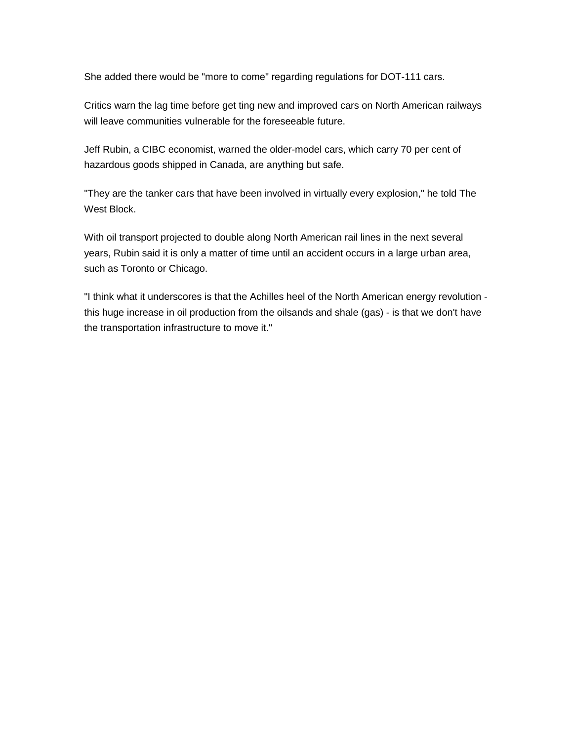She added there would be "more to come" regarding regulations for DOT-111 cars.

Critics warn the lag time before get ting new and improved cars on North American railways will leave communities vulnerable for the foreseeable future.

Jeff Rubin, a CIBC economist, warned the older-model cars, which carry 70 per cent of hazardous goods shipped in Canada, are anything but safe.

"They are the tanker cars that have been involved in virtually every explosion," he told The West Block.

With oil transport projected to double along North American rail lines in the next several years, Rubin said it is only a matter of time until an accident occurs in a large urban area, such as Toronto or Chicago.

"I think what it underscores is that the Achilles heel of the North American energy revolution - this huge increase in oil production from the oilsands and shale (gas) - is that we don't have the transportation infrastructure to move it."